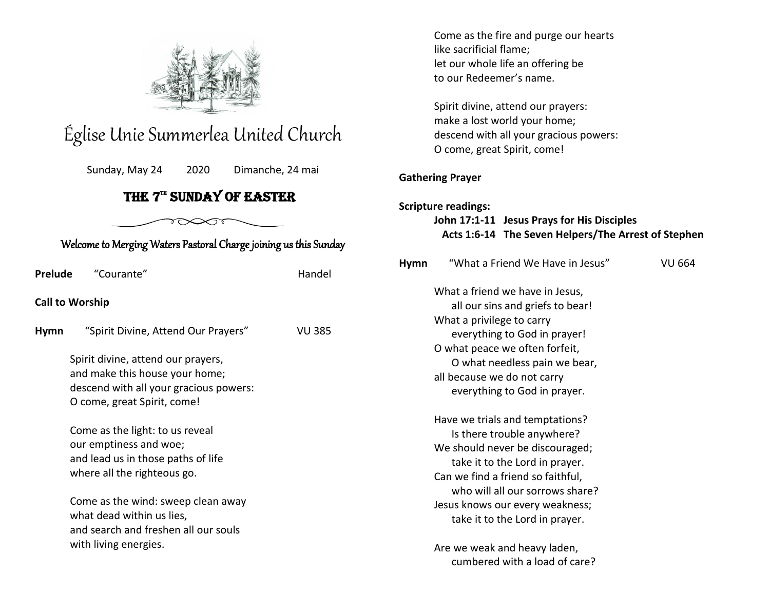# Église Unie Summerlea United Church

Sunday, May 24 2020 Dimanche, 24 mai

## THE 7TH SUNDAY OF EASTER

*Welcome to Merging Waters Pastoral Charge joining us this Sunday*

**Prelude** "Courante" Handel

**Call to Worship**

**Hymn** "Spirit Divine, Attend Our Prayers" VU 385

Spirit divine, attend our prayers,
and make this house your home;
descend with all your gracious powers:
O come, great Spirit, come!

Come as the light: to us reveal
our emptiness and woe;
and lead us in those paths of life
where all the righteous go.

Come as the wind: sweep clean away
what dead within us lies,
and search and freshen all our souls
with living energies.

Come as the fire and purge our hearts
like sacrificial flame;
let our whole life an offering be
to our Redeemer's name.

Spirit divine, attend our prayers:
make a lost world your home;
descend with all your gracious powers:
O come, great Spirit, come!

**Gathering Prayer**

**Scripture readings:**

**John 17:1-11 Jesus Prays for His Disciples**
**Acts 1:6-14 The Seven Helpers/The Arrest of Stephen**

**Hymn** "What a Friend We Have in Jesus" VU 664

What a friend we have in Jesus,
all our sins and griefs to bear!
What a privilege to carry
everything to God in prayer!
O what peace we often forfeit,
O what needless pain we bear,
all because we do not carry
everything to God in prayer.

Have we trials and temptations?
Is there trouble anywhere?
We should never be discouraged;
take it to the Lord in prayer.
Can we find a friend so faithful,
who will all our sorrows share?
Jesus knows our every weakness;
take it to the Lord in prayer.

Are we weak and heavy laden,
cumbered with a load of care?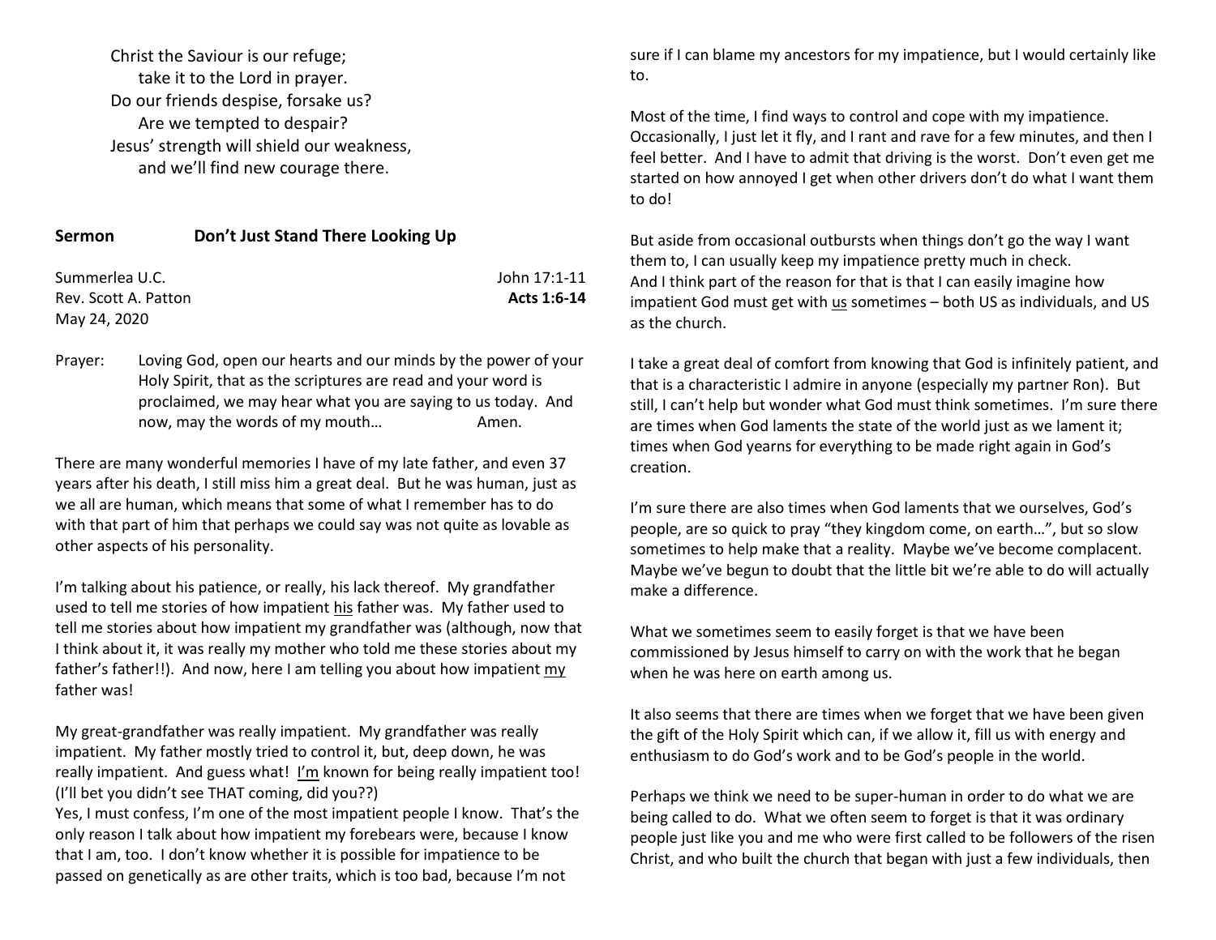Christ the Saviour is our refuge;
    take it to the Lord in prayer.
Do our friends despise, forsake us?
    Are we tempted to despair?
Jesus' strength will shield our weakness,
    and we'll find new courage there.

## Sermon — Don't Just Stand There Looking Up

Summerlea U.C. — John 17:1-11
Rev. Scott A. Patton — **Acts 1:6-14**
May 24, 2020

Prayer: Loving God, open our hearts and our minds by the power of your Holy Spirit, that as the scriptures are read and your word is proclaimed, we may hear what you are saying to us today. And now, may the words of my mouth… Amen.

There are many wonderful memories I have of my late father, and even 37 years after his death, I still miss him a great deal. But he was human, just as we all are human, which means that some of what I remember has to do with that part of him that perhaps we could say was not quite as lovable as other aspects of his personality.

I'm talking about his patience, or really, his lack thereof. My grandfather used to tell me stories of how impatient his father was. My father used to tell me stories about how impatient my grandfather was (although, now that I think about it, it was really my mother who told me these stories about my father's father!!). And now, here I am telling you about how impatient my father was!

My great-grandfather was really impatient. My grandfather was really impatient. My father mostly tried to control it, but, deep down, he was really impatient. And guess what! I'm known for being really impatient too! (I'll bet you didn't see THAT coming, did you??)
Yes, I must confess, I'm one of the most impatient people I know. That's the only reason I talk about how impatient my forebears were, because I know that I am, too. I don't know whether it is possible for impatience to be passed on genetically as are other traits, which is too bad, because I'm not sure if I can blame my ancestors for my impatience, but I would certainly like to.

Most of the time, I find ways to control and cope with my impatience. Occasionally, I just let it fly, and I rant and rave for a few minutes, and then I feel better. And I have to admit that driving is the worst. Don't even get me started on how annoyed I get when other drivers don't do what I want them to do!

But aside from occasional outbursts when things don't go the way I want them to, I can usually keep my impatience pretty much in check.
And I think part of the reason for that is that I can easily imagine how impatient God must get with us sometimes – both US as individuals, and US as the church.

I take a great deal of comfort from knowing that God is infinitely patient, and that is a characteristic I admire in anyone (especially my partner Ron). But still, I can't help but wonder what God must think sometimes. I'm sure there are times when God laments the state of the world just as we lament it; times when God yearns for everything to be made right again in God's creation.

I'm sure there are also times when God laments that we ourselves, God's people, are so quick to pray "they kingdom come, on earth…", but so slow sometimes to help make that a reality. Maybe we've become complacent. Maybe we've begun to doubt that the little bit we're able to do will actually make a difference.

What we sometimes seem to easily forget is that we have been commissioned by Jesus himself to carry on with the work that he began when he was here on earth among us.

It also seems that there are times when we forget that we have been given the gift of the Holy Spirit which can, if we allow it, fill us with energy and enthusiasm to do God's work and to be God's people in the world.

Perhaps we think we need to be super-human in order to do what we are being called to do. What we often seem to forget is that it was ordinary people just like you and me who were first called to be followers of the risen Christ, and who built the church that began with just a few individuals, then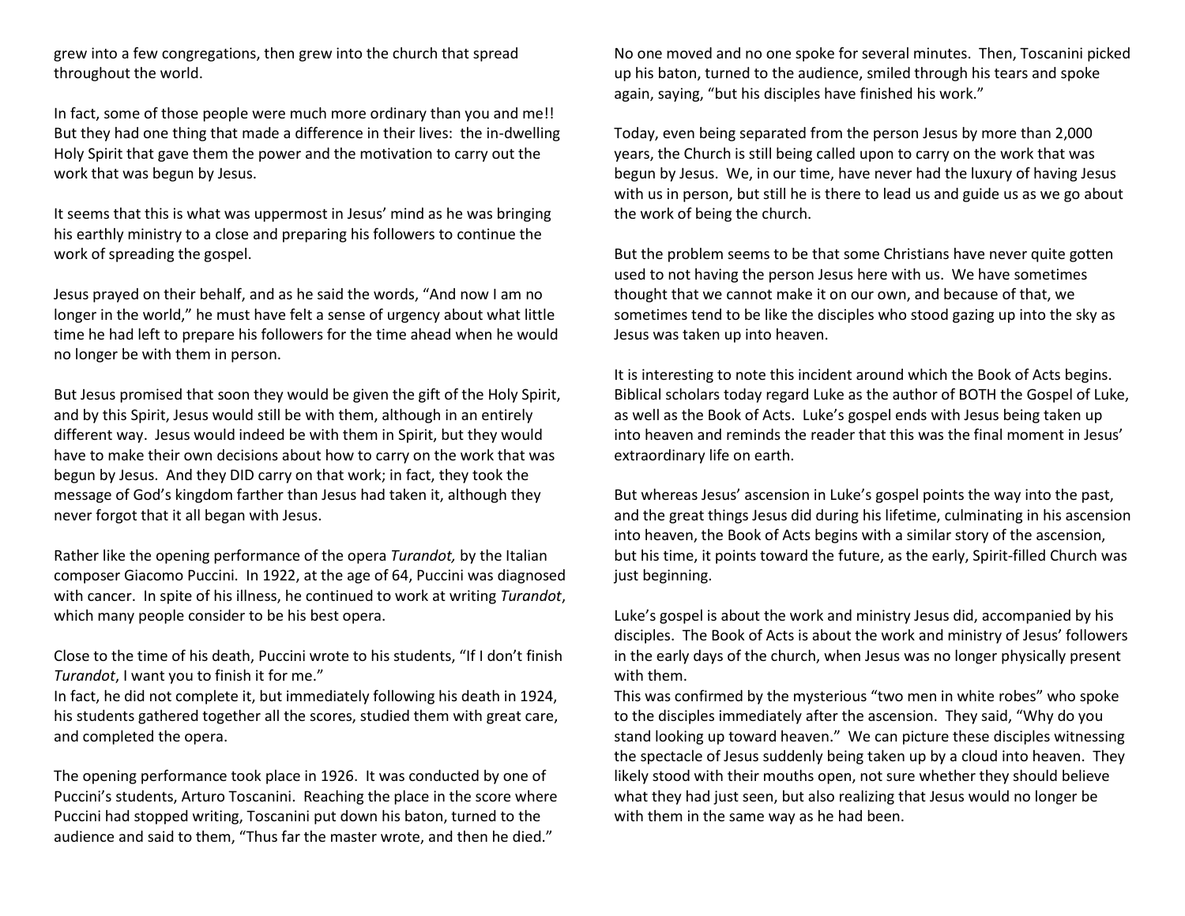grew into a few congregations, then grew into the church that spread throughout the world.

In fact, some of those people were much more ordinary than you and me!! But they had one thing that made a difference in their lives: the in-dwelling Holy Spirit that gave them the power and the motivation to carry out the work that was begun by Jesus.

It seems that this is what was uppermost in Jesus' mind as he was bringing his earthly ministry to a close and preparing his followers to continue the work of spreading the gospel.

Jesus prayed on their behalf, and as he said the words, "And now I am no longer in the world," he must have felt a sense of urgency about what little time he had left to prepare his followers for the time ahead when he would no longer be with them in person.

But Jesus promised that soon they would be given the gift of the Holy Spirit, and by this Spirit, Jesus would still be with them, although in an entirely different way. Jesus would indeed be with them in Spirit, but they would have to make their own decisions about how to carry on the work that was begun by Jesus. And they DID carry on that work; in fact, they took the message of God's kingdom farther than Jesus had taken it, although they never forgot that it all began with Jesus.

Rather like the opening performance of the opera *Turandot,* by the Italian composer Giacomo Puccini. In 1922, at the age of 64, Puccini was diagnosed with cancer. In spite of his illness, he continued to work at writing *Turandot*, which many people consider to be his best opera.

Close to the time of his death, Puccini wrote to his students, "If I don't finish *Turandot*, I want you to finish it for me."
In fact, he did not complete it, but immediately following his death in 1924, his students gathered together all the scores, studied them with great care, and completed the opera.

The opening performance took place in 1926. It was conducted by one of Puccini's students, Arturo Toscanini. Reaching the place in the score where Puccini had stopped writing, Toscanini put down his baton, turned to the audience and said to them, "Thus far the master wrote, and then he died."

No one moved and no one spoke for several minutes. Then, Toscanini picked up his baton, turned to the audience, smiled through his tears and spoke again, saying, "but his disciples have finished his work."

Today, even being separated from the person Jesus by more than 2,000 years, the Church is still being called upon to carry on the work that was begun by Jesus. We, in our time, have never had the luxury of having Jesus with us in person, but still he is there to lead us and guide us as we go about the work of being the church.

But the problem seems to be that some Christians have never quite gotten used to not having the person Jesus here with us. We have sometimes thought that we cannot make it on our own, and because of that, we sometimes tend to be like the disciples who stood gazing up into the sky as Jesus was taken up into heaven.

It is interesting to note this incident around which the Book of Acts begins. Biblical scholars today regard Luke as the author of BOTH the Gospel of Luke, as well as the Book of Acts. Luke's gospel ends with Jesus being taken up into heaven and reminds the reader that this was the final moment in Jesus' extraordinary life on earth.

But whereas Jesus' ascension in Luke's gospel points the way into the past, and the great things Jesus did during his lifetime, culminating in his ascension into heaven, the Book of Acts begins with a similar story of the ascension, but his time, it points toward the future, as the early, Spirit-filled Church was just beginning.

Luke's gospel is about the work and ministry Jesus did, accompanied by his disciples. The Book of Acts is about the work and ministry of Jesus' followers in the early days of the church, when Jesus was no longer physically present with them.
This was confirmed by the mysterious "two men in white robes" who spoke to the disciples immediately after the ascension. They said, "Why do you stand looking up toward heaven." We can picture these disciples witnessing the spectacle of Jesus suddenly being taken up by a cloud into heaven. They likely stood with their mouths open, not sure whether they should believe what they had just seen, but also realizing that Jesus would no longer be with them in the same way as he had been.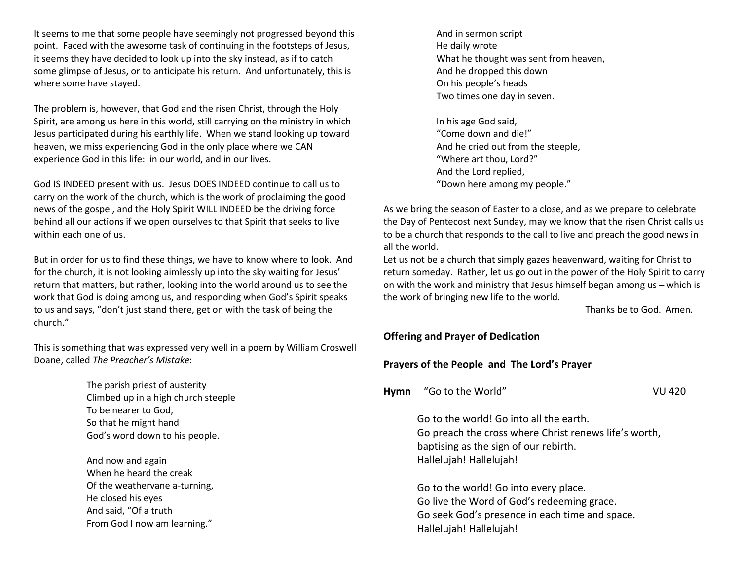It seems to me that some people have seemingly not progressed beyond this point. Faced with the awesome task of continuing in the footsteps of Jesus, it seems they have decided to look up into the sky instead, as if to catch some glimpse of Jesus, or to anticipate his return. And unfortunately, this is where some have stayed.

The problem is, however, that God and the risen Christ, through the Holy Spirit, are among us here in this world, still carrying on the ministry in which Jesus participated during his earthly life. When we stand looking up toward heaven, we miss experiencing God in the only place where we CAN experience God in this life: in our world, and in our lives.

God IS INDEED present with us. Jesus DOES INDEED continue to call us to carry on the work of the church, which is the work of proclaiming the good news of the gospel, and the Holy Spirit WILL INDEED be the driving force behind all our actions if we open ourselves to that Spirit that seeks to live within each one of us.

But in order for us to find these things, we have to know where to look. And for the church, it is not looking aimlessly up into the sky waiting for Jesus' return that matters, but rather, looking into the world around us to see the work that God is doing among us, and responding when God's Spirit speaks to us and says, "don't just stand there, get on with the task of being the church."

This is something that was expressed very well in a poem by William Croswell Doane, called *The Preacher's Mistake*:

> The parish priest of austerity
> Climbed up in a high church steeple
> To be nearer to God,
> So that he might hand
> God's word down to his people.
>
> And now and again
> When he heard the creak
> Of the weathervane a-turning,
> He closed his eyes
> And said, "Of a truth
> From God I now am learning."
>
> And in sermon script
> He daily wrote
> What he thought was sent from heaven,
> And he dropped this down
> On his people's heads
> Two times one day in seven.
>
> In his age God said,
> "Come down and die!"
> And he cried out from the steeple,
> "Where art thou, Lord?"
> And the Lord replied,
> "Down here among my people."

As we bring the season of Easter to a close, and as we prepare to celebrate the Day of Pentecost next Sunday, may we know that the risen Christ calls us to be a church that responds to the call to live and preach the good news in all the world.

Let us not be a church that simply gazes heavenward, waiting for Christ to return someday. Rather, let us go out in the power of the Holy Spirit to carry on with the work and ministry that Jesus himself began among us – which is the work of bringing new life to the world.

Thanks be to God. Amen.

**Offering and Prayer of Dedication**

**Prayers of the People and The Lord's Prayer**

**Hymn** "Go to the World" VU 420

> Go to the world! Go into all the earth.
> Go preach the cross where Christ renews life's worth,
> baptising as the sign of our rebirth.
> Hallelujah! Hallelujah!
>
> Go to the world! Go into every place.
> Go live the Word of God's redeeming grace.
> Go seek God's presence in each time and space.
> Hallelujah! Hallelujah!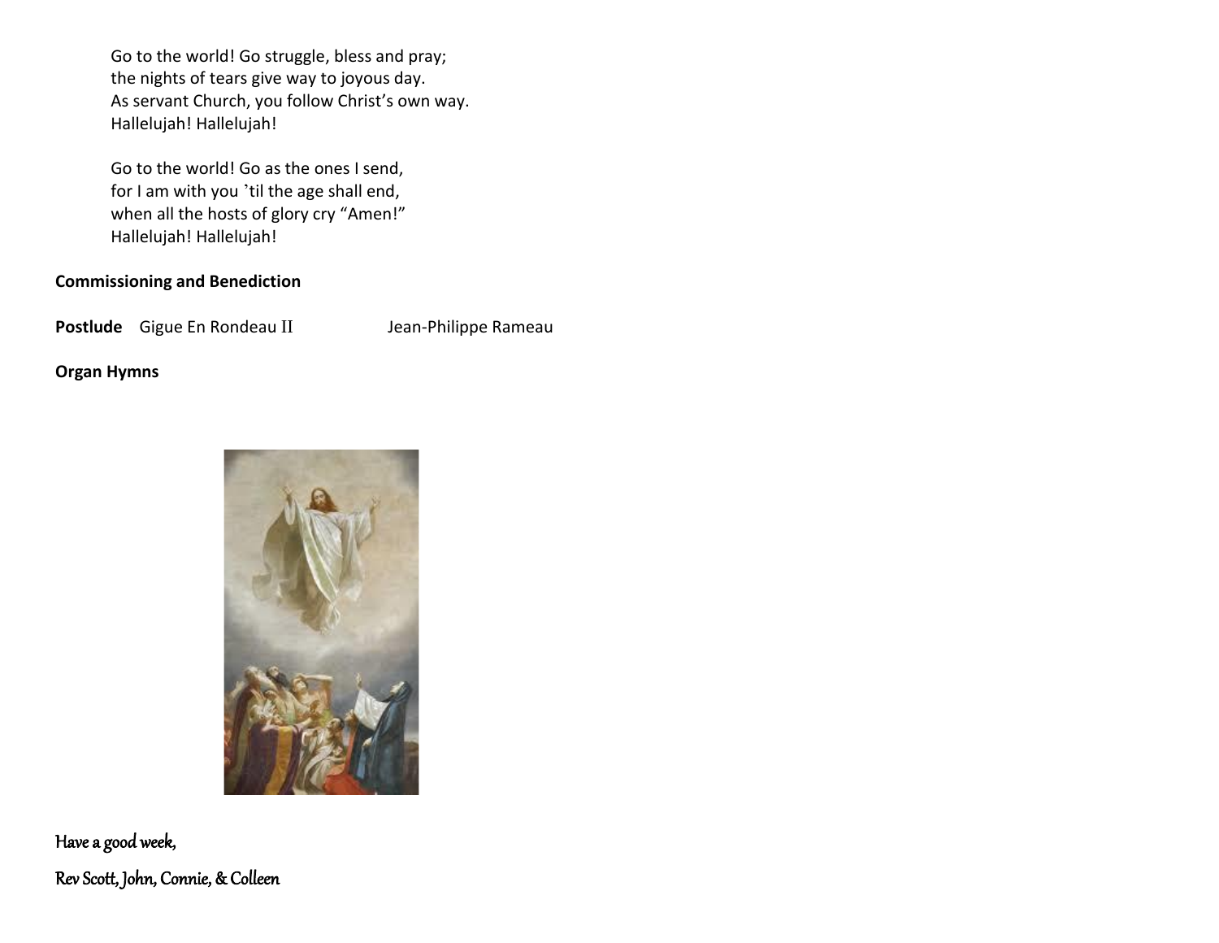Go to the world! Go struggle, bless and pray;
the nights of tears give way to joyous day.
As servant Church, you follow Christ's own way.
Hallelujah! Hallelujah!

Go to the world! Go as the ones I send,
for I am with you 'til the age shall end,
when all the hosts of glory cry "Amen!"
Hallelujah! Hallelujah!

**Commissioning and Benediction**

**Postlude** Gigue En Rondeau II Jean-Philippe Rameau

**Organ Hymns**

Have a good week,

Rev Scott, John, Connie, & Colleen